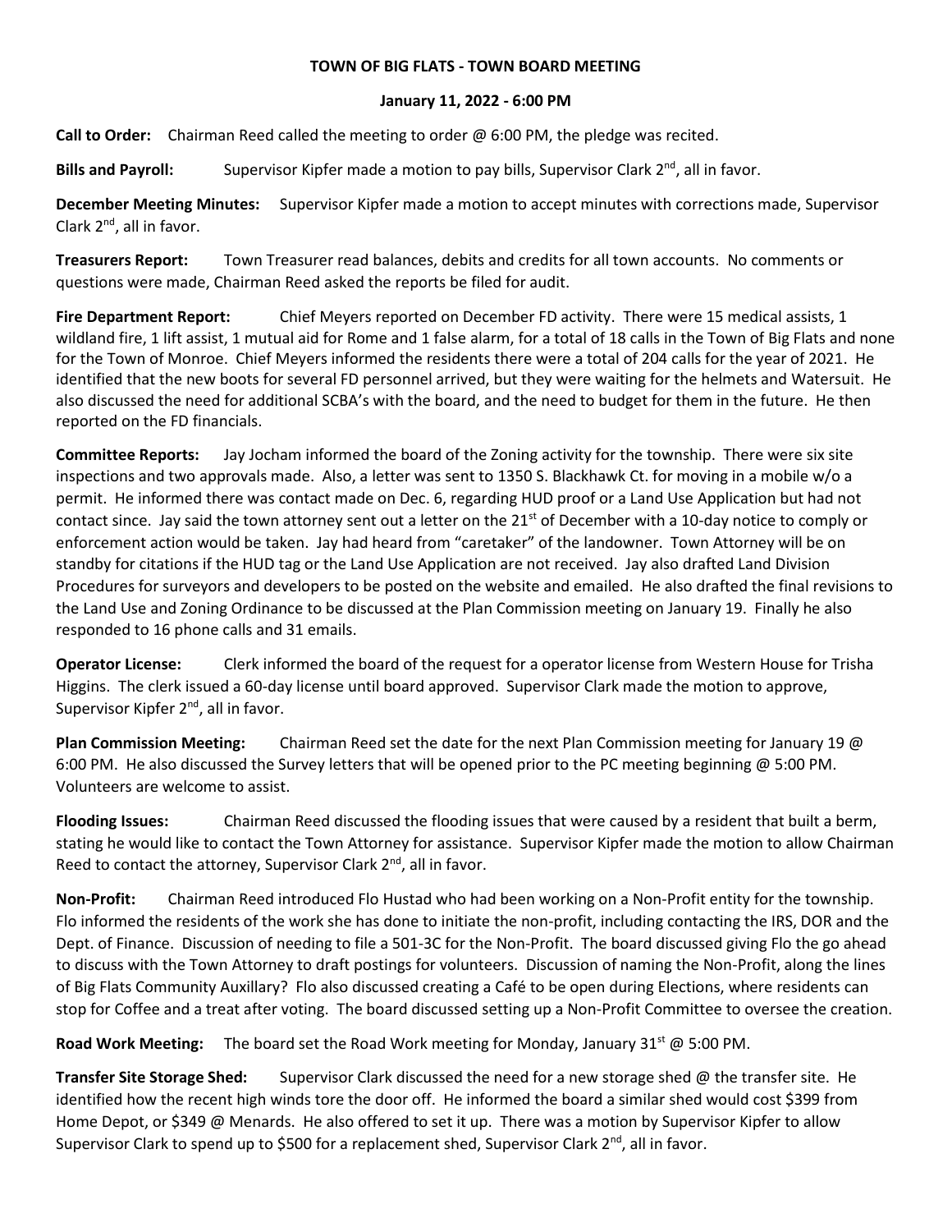**TOWN OF BIG FLATS - TOWN BOARD MEETING**

**January 11, 2022 - 6:00 PM**

**Call to Order:** Chairman Reed called the meeting to order @ 6:00 PM, the pledge was recited.

**Bills and Payroll:** Supervisor Kipfer made a motion to pay bills, Supervisor Clark 2nd, all in favor.

**December Meeting Minutes:** Supervisor Kipfer made a motion to accept minutes with corrections made, Supervisor Clark 2nd, all in favor.

**Treasurers Report:** Town Treasurer read balances, debits and credits for all town accounts. No comments or questions were made, Chairman Reed asked the reports be filed for audit.

**Fire Department Report:** Chief Meyers reported on December FD activity. There were 15 medical assists, 1 wildland fire, 1 lift assist, 1 mutual aid for Rome and 1 false alarm, for a total of 18 calls in the Town of Big Flats and none for the Town of Monroe. Chief Meyers informed the residents there were a total of 204 calls for the year of 2021. He identified that the new boots for several FD personnel arrived, but they were waiting for the helmets and Watersuit. He also discussed the need for additional SCBA's with the board, and the need to budget for them in the future. He then reported on the FD financials.

**Committee Reports:** Jay Jocham informed the board of the Zoning activity for the township. There were six site inspections and two approvals made. Also, a letter was sent to 1350 S. Blackhawk Ct. for moving in a mobile w/o a permit. He informed there was contact made on Dec. 6, regarding HUD proof or a Land Use Application but had not contact since. Jay said the town attorney sent out a letter on the 21st of December with a 10-day notice to comply or enforcement action would be taken. Jay had heard from "caretaker" of the landowner. Town Attorney will be on standby for citations if the HUD tag or the Land Use Application are not received. Jay also drafted Land Division Procedures for surveyors and developers to be posted on the website and emailed. He also drafted the final revisions to the Land Use and Zoning Ordinance to be discussed at the Plan Commission meeting on January 19. Finally he also responded to 16 phone calls and 31 emails.

**Operator License:** Clerk informed the board of the request for a operator license from Western House for Trisha Higgins. The clerk issued a 60-day license until board approved. Supervisor Clark made the motion to approve, Supervisor Kipfer 2nd, all in favor.

**Plan Commission Meeting:** Chairman Reed set the date for the next Plan Commission meeting for January 19 @ 6:00 PM. He also discussed the Survey letters that will be opened prior to the PC meeting beginning @ 5:00 PM. Volunteers are welcome to assist.

**Flooding Issues:** Chairman Reed discussed the flooding issues that were caused by a resident that built a berm, stating he would like to contact the Town Attorney for assistance. Supervisor Kipfer made the motion to allow Chairman Reed to contact the attorney, Supervisor Clark 2nd, all in favor.

**Non-Profit:** Chairman Reed introduced Flo Hustad who had been working on a Non-Profit entity for the township. Flo informed the residents of the work she has done to initiate the non-profit, including contacting the IRS, DOR and the Dept. of Finance. Discussion of needing to file a 501-3C for the Non-Profit. The board discussed giving Flo the go ahead to discuss with the Town Attorney to draft postings for volunteers. Discussion of naming the Non-Profit, along the lines of Big Flats Community Auxillary? Flo also discussed creating a Café to be open during Elections, where residents can stop for Coffee and a treat after voting. The board discussed setting up a Non-Profit Committee to oversee the creation.

**Road Work Meeting:** The board set the Road Work meeting for Monday, January 31st @ 5:00 PM.

**Transfer Site Storage Shed:** Supervisor Clark discussed the need for a new storage shed @ the transfer site. He identified how the recent high winds tore the door off. He informed the board a similar shed would cost $399 from Home Depot, or $349 @ Menards. He also offered to set it up. There was a motion by Supervisor Kipfer to allow Supervisor Clark to spend up to $500 for a replacement shed, Supervisor Clark 2nd, all in favor.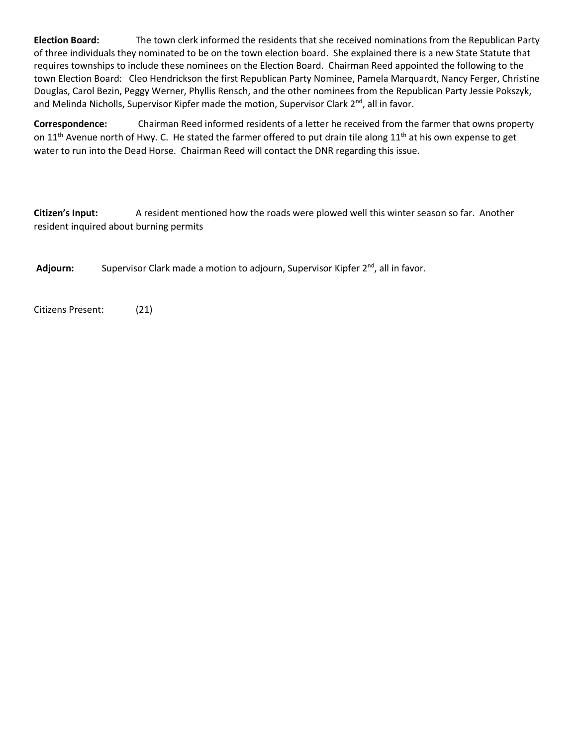**Election Board:** The town clerk informed the residents that she received nominations from the Republican Party of three individuals they nominated to be on the town election board. She explained there is a new State Statute that requires townships to include these nominees on the Election Board. Chairman Reed appointed the following to the town Election Board: Cleo Hendrickson the first Republican Party Nominee, Pamela Marquardt, Nancy Ferger, Christine Douglas, Carol Bezin, Peggy Werner, Phyllis Rensch, and the other nominees from the Republican Party Jessie Pokszyk, and Melinda Nicholls, Supervisor Kipfer made the motion, Supervisor Clark 2nd, all in favor.

**Correspondence:** Chairman Reed informed residents of a letter he received from the farmer that owns property on 11th Avenue north of Hwy. C. He stated the farmer offered to put drain tile along 11th at his own expense to get water to run into the Dead Horse. Chairman Reed will contact the DNR regarding this issue.

**Citizen's Input:** A resident mentioned how the roads were plowed well this winter season so far. Another resident inquired about burning permits

**Adjourn:** Supervisor Clark made a motion to adjourn, Supervisor Kipfer 2nd, all in favor.

Citizens Present: (21)